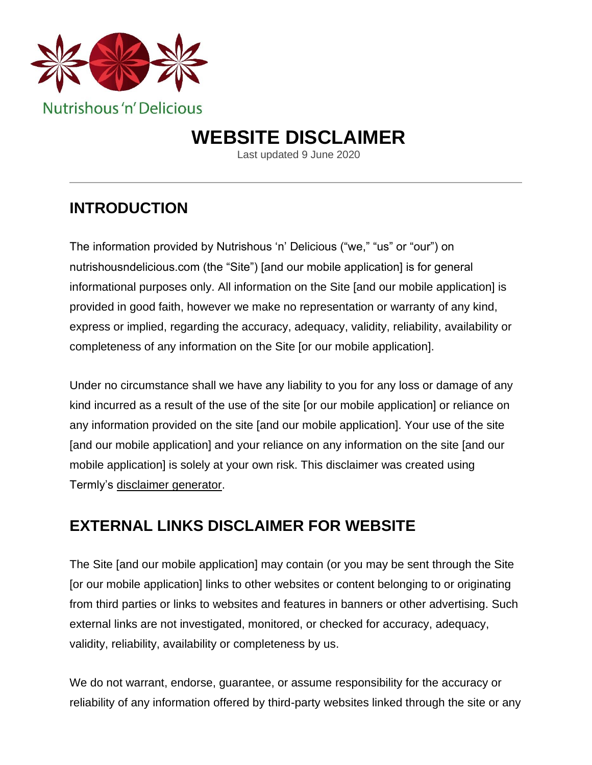Nutrishous 'n' Delicious

# WEBSITE DISCLAIMER

Last updated 9 June 2020

## INTRODUCTION

The information provided by Nutrishous 'n' Delicious ("we," "us" or "our") on nutrishousndelicious.com (the "Site") [and our mobile application] is for general informational purposes only. All information on the Site [and our mobile application] is provided in good faith, however we make no representation or warranty of any kind, express or implied, regarding the accuracy, adequacy, validity, reliability, availability or completeness of any information on the Site [or our mobile application].

Under no circumstance shall we have any liability to you for any loss or damage of any kind incurred as a result of the use of the site [or our mobile application] or reliance on any information provided on the site [and our mobile application]. Your use of the site [and our mobile application] and your reliance on any information on the site [and our mobile application] is solely at your own risk. This disclaimer was created using Termly's disclaimer generator.

## EXTERNAL LINKS DISCLAIMER FOR WEBSITE

The Site [and our mobile application] may contain (or you may be sent through the Site [or our mobile application] links to other websites or content belonging to or originating from third parties or links to websites and features in banners or other advertising. Such external links are not investigated, monitored, or checked for accuracy, adequacy, validity, reliability, availability or completeness by us.

We do not warrant, endorse, guarantee, or assume responsibility for the accuracy or reliability of any information offered by third-party websites linked through the site or any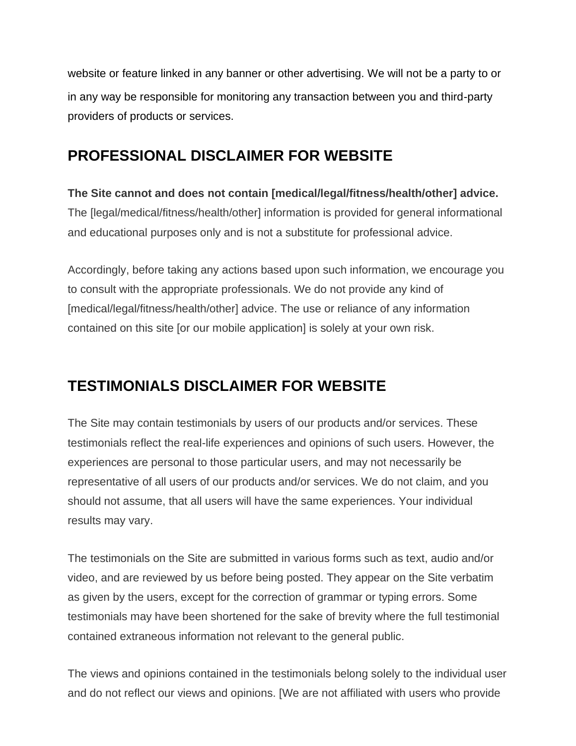website or feature linked in any banner or other advertising. We will not be a party to or in any way be responsible for monitoring any transaction between you and third-party providers of products or services.

## PROFESSIONAL DISCLAIMER FOR WEBSITE

**The Site cannot and does not contain [medical/legal/fitness/health/other] advice.** The [legal/medical/fitness/health/other] information is provided for general informational and educational purposes only and is not a substitute for professional advice.

Accordingly, before taking any actions based upon such information, we encourage you to consult with the appropriate professionals. We do not provide any kind of [medical/legal/fitness/health/other] advice. The use or reliance of any information contained on this site [or our mobile application] is solely at your own risk.

## TESTIMONIALS DISCLAIMER FOR WEBSITE

The Site may contain testimonials by users of our products and/or services. These testimonials reflect the real-life experiences and opinions of such users. However, the experiences are personal to those particular users, and may not necessarily be representative of all users of our products and/or services. We do not claim, and you should not assume, that all users will have the same experiences. Your individual results may vary.

The testimonials on the Site are submitted in various forms such as text, audio and/or video, and are reviewed by us before being posted. They appear on the Site verbatim as given by the users, except for the correction of grammar or typing errors. Some testimonials may have been shortened for the sake of brevity where the full testimonial contained extraneous information not relevant to the general public.

The views and opinions contained in the testimonials belong solely to the individual user and do not reflect our views and opinions. [We are not affiliated with users who provide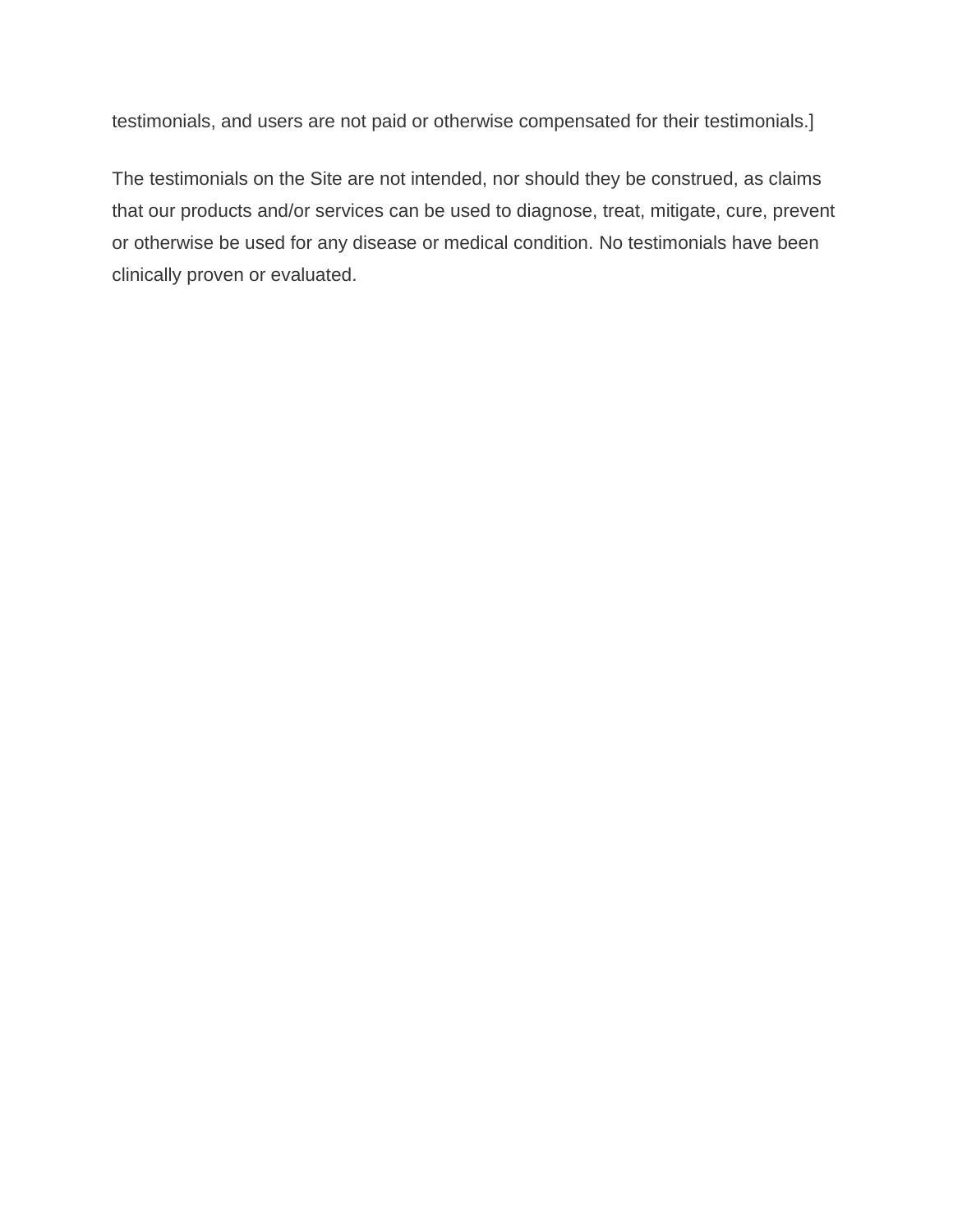testimonials, and users are not paid or otherwise compensated for their testimonials.]

The testimonials on the Site are not intended, nor should they be construed, as claims that our products and/or services can be used to diagnose, treat, mitigate, cure, prevent or otherwise be used for any disease or medical condition. No testimonials have been clinically proven or evaluated.